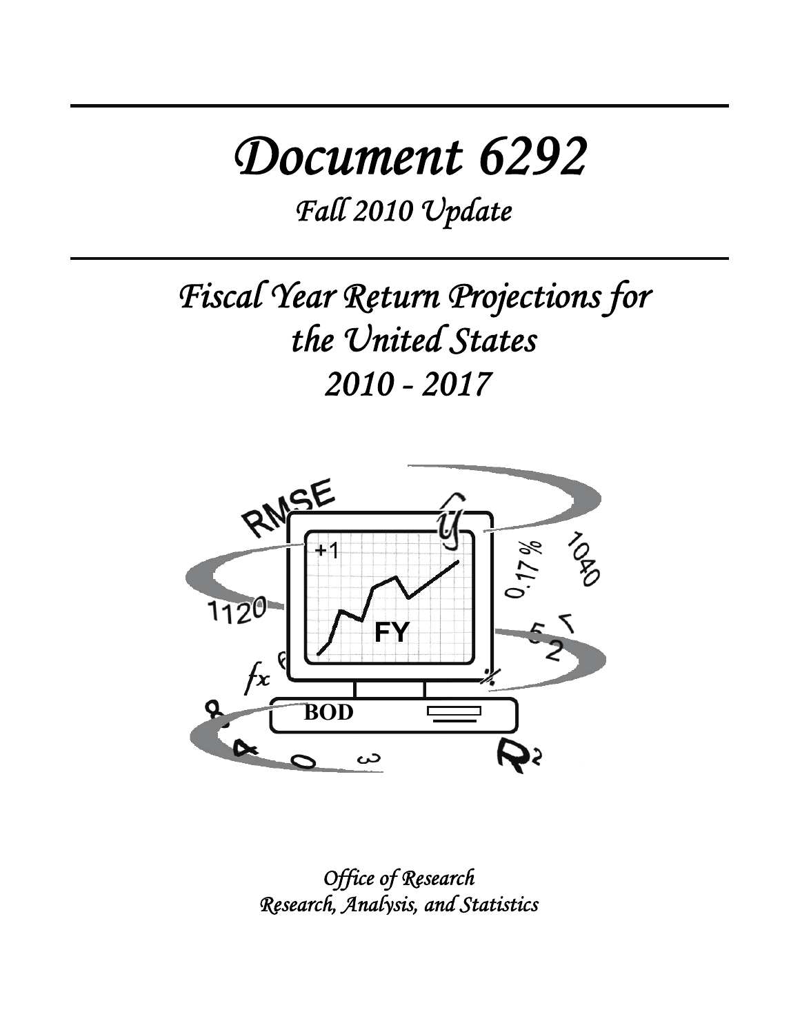# Document 6292

## Fall 2010 Update

# Fiscal Year Return Projections for the United States 2010 - 2017

*Office of Research*
*Research, Analysis, and Statistics*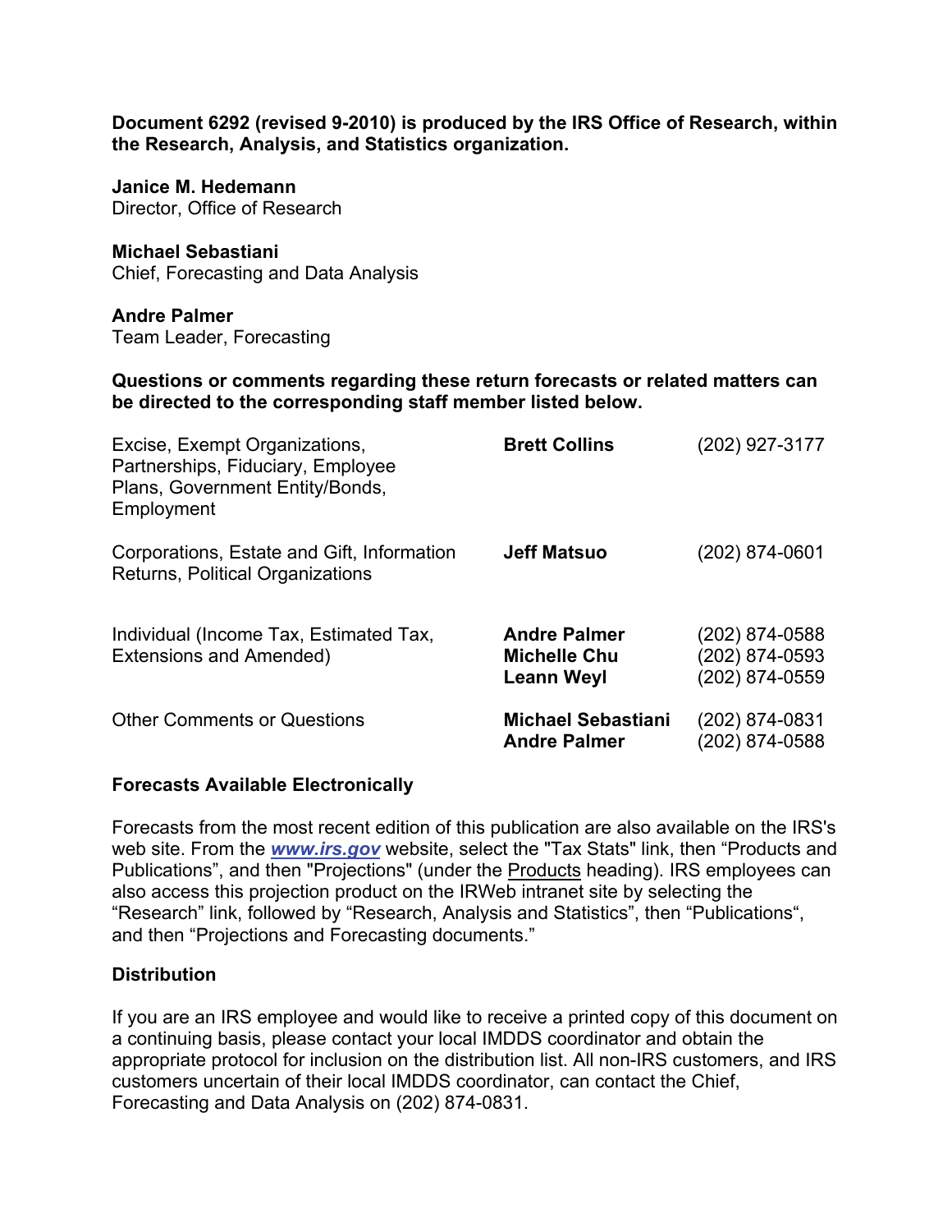**Document 6292 (revised 9-2010) is produced by the IRS Office of Research, within the Research, Analysis, and Statistics organization.**

**Janice M. Hedemann**
Director, Office of Research

**Michael Sebastiani**
Chief, Forecasting and Data Analysis

**Andre Palmer**
Team Leader, Forecasting

**Questions or comments regarding these return forecasts or related matters can be directed to the corresponding staff member listed below.**

| | | |
|---|---|---|
| Excise, Exempt Organizations, Partnerships, Fiduciary, Employee Plans, Government Entity/Bonds, Employment | **Brett Collins** | (202) 927-3177 |
| Corporations, Estate and Gift, Information Returns, Political Organizations | **Jeff Matsuo** | (202) 874-0601 |
| Individual (Income Tax, Estimated Tax, Extensions and Amended) | **Andre Palmer**<br>**Michelle Chu**<br>**Leann Weyl** | (202) 874-0588<br>(202) 874-0593<br>(202) 874-0559 |
| Other Comments or Questions | **Michael Sebastiani**<br>**Andre Palmer** | (202) 874-0831<br>(202) 874-0588 |

### Forecasts Available Electronically

Forecasts from the most recent edition of this publication are also available on the IRS's web site. From the ***www.irs.gov*** website, select the "Tax Stats" link, then "Products and Publications", and then "Projections" (under the Products heading). IRS employees can also access this projection product on the IRWeb intranet site by selecting the "Research" link, followed by "Research, Analysis and Statistics", then "Publications", and then "Projections and Forecasting documents."

### Distribution

If you are an IRS employee and would like to receive a printed copy of this document on a continuing basis, please contact your local IMDDS coordinator and obtain the appropriate protocol for inclusion on the distribution list. All non-IRS customers, and IRS customers uncertain of their local IMDDS coordinator, can contact the Chief, Forecasting and Data Analysis on (202) 874-0831.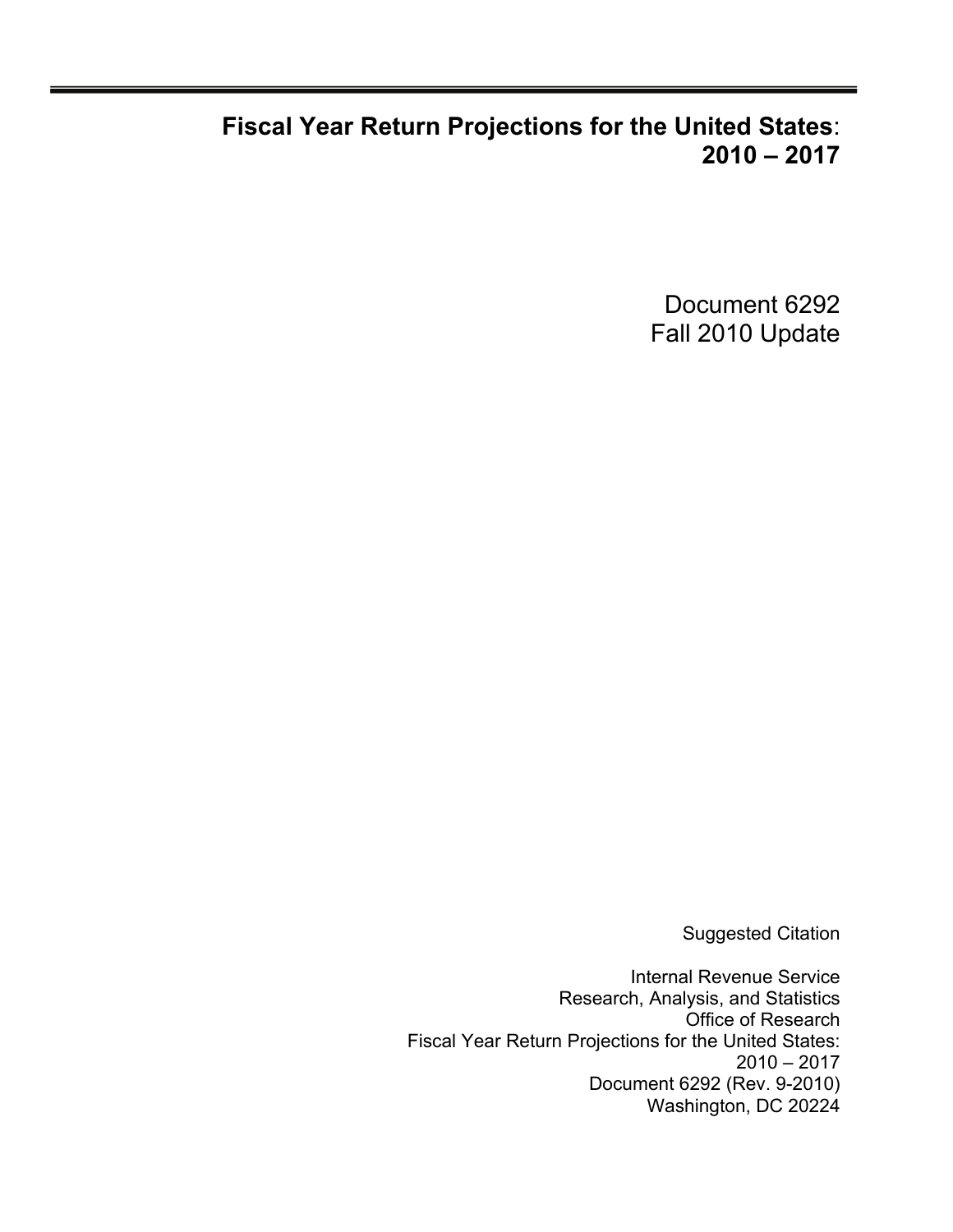# **Fiscal Year Return Projections for the United States**: 2010 – 2017

Document 6292
Fall 2010 Update

Suggested Citation

Internal Revenue Service
Research, Analysis, and Statistics
Office of Research
Fiscal Year Return Projections for the United States:
2010 – 2017
Document 6292 (Rev. 9-2010)
Washington, DC 20224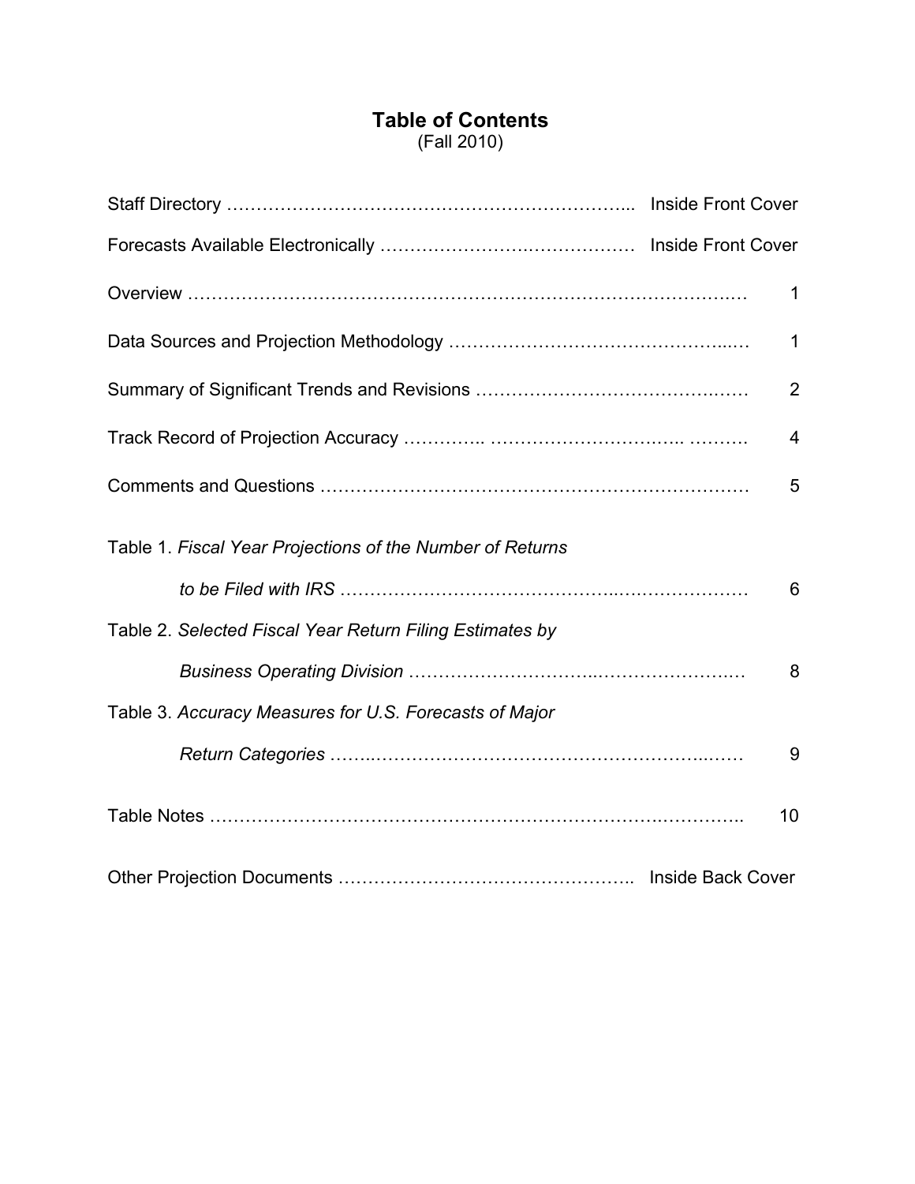# Table of Contents

(Fall 2010)

| | |
|---|---|
| Staff Directory | Inside Front Cover |
| Forecasts Available Electronically | Inside Front Cover |
| Overview | 1 |
| Data Sources and Projection Methodology | 1 |
| Summary of Significant Trends and Revisions | 2 |
| Track Record of Projection Accuracy | 4 |
| Comments and Questions | 5 |
| Table 1. *Fiscal Year Projections of the Number of Returns to be Filed with IRS* | 6 |
| Table 2. *Selected Fiscal Year Return Filing Estimates by Business Operating Division* | 8 |
| Table 3. *Accuracy Measures for U.S. Forecasts of Major Return Categories* | 9 |
| Table Notes | 10 |
| Other Projection Documents | Inside Back Cover |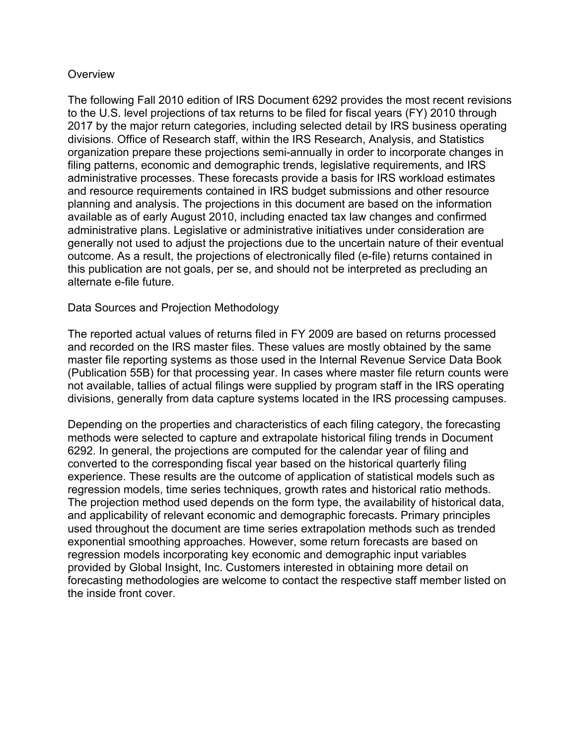## Overview

The following Fall 2010 edition of IRS Document 6292 provides the most recent revisions to the U.S. level projections of tax returns to be filed for fiscal years (FY) 2010 through 2017 by the major return categories, including selected detail by IRS business operating divisions. Office of Research staff, within the IRS Research, Analysis, and Statistics organization prepare these projections semi-annually in order to incorporate changes in filing patterns, economic and demographic trends, legislative requirements, and IRS administrative processes. These forecasts provide a basis for IRS workload estimates and resource requirements contained in IRS budget submissions and other resource planning and analysis. The projections in this document are based on the information available as of early August 2010, including enacted tax law changes and confirmed administrative plans. Legislative or administrative initiatives under consideration are generally not used to adjust the projections due to the uncertain nature of their eventual outcome. As a result, the projections of electronically filed (e-file) returns contained in this publication are not goals, per se, and should not be interpreted as precluding an alternate e-file future.

## Data Sources and Projection Methodology

The reported actual values of returns filed in FY 2009 are based on returns processed and recorded on the IRS master files. These values are mostly obtained by the same master file reporting systems as those used in the Internal Revenue Service Data Book (Publication 55B) for that processing year. In cases where master file return counts were not available, tallies of actual filings were supplied by program staff in the IRS operating divisions, generally from data capture systems located in the IRS processing campuses.

Depending on the properties and characteristics of each filing category, the forecasting methods were selected to capture and extrapolate historical filing trends in Document 6292. In general, the projections are computed for the calendar year of filing and converted to the corresponding fiscal year based on the historical quarterly filing experience. These results are the outcome of application of statistical models such as regression models, time series techniques, growth rates and historical ratio methods. The projection method used depends on the form type, the availability of historical data, and applicability of relevant economic and demographic forecasts. Primary principles used throughout the document are time series extrapolation methods such as trended exponential smoothing approaches. However, some return forecasts are based on regression models incorporating key economic and demographic input variables provided by Global Insight, Inc. Customers interested in obtaining more detail on forecasting methodologies are welcome to contact the respective staff member listed on the inside front cover.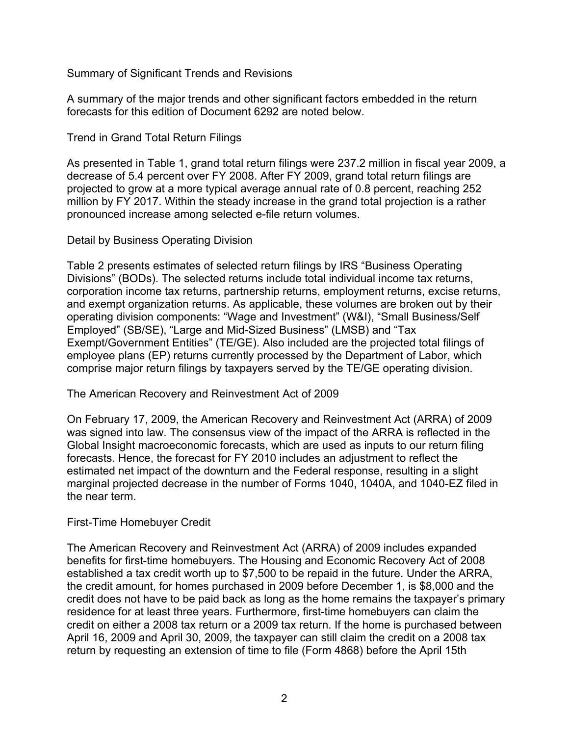## Summary of Significant Trends and Revisions

A summary of the major trends and other significant factors embedded in the return forecasts for this edition of Document 6292 are noted below.

### Trend in Grand Total Return Filings

As presented in Table 1, grand total return filings were 237.2 million in fiscal year 2009, a decrease of 5.4 percent over FY 2008. After FY 2009, grand total return filings are projected to grow at a more typical average annual rate of 0.8 percent, reaching 252 million by FY 2017. Within the steady increase in the grand total projection is a rather pronounced increase among selected e-file return volumes.

### Detail by Business Operating Division

Table 2 presents estimates of selected return filings by IRS "Business Operating Divisions" (BODs). The selected returns include total individual income tax returns, corporation income tax returns, partnership returns, employment returns, excise returns, and exempt organization returns. As applicable, these volumes are broken out by their operating division components: "Wage and Investment" (W&I), "Small Business/Self Employed" (SB/SE), "Large and Mid-Sized Business" (LMSB) and "Tax Exempt/Government Entities" (TE/GE). Also included are the projected total filings of employee plans (EP) returns currently processed by the Department of Labor, which comprise major return filings by taxpayers served by the TE/GE operating division.

### The American Recovery and Reinvestment Act of 2009

On February 17, 2009, the American Recovery and Reinvestment Act (ARRA) of 2009 was signed into law. The consensus view of the impact of the ARRA is reflected in the Global Insight macroeconomic forecasts, which are used as inputs to our return filing forecasts. Hence, the forecast for FY 2010 includes an adjustment to reflect the estimated net impact of the downturn and the Federal response, resulting in a slight marginal projected decrease in the number of Forms 1040, 1040A, and 1040-EZ filed in the near term.

### First-Time Homebuyer Credit

The American Recovery and Reinvestment Act (ARRA) of 2009 includes expanded benefits for first-time homebuyers. The Housing and Economic Recovery Act of 2008 established a tax credit worth up to $7,500 to be repaid in the future. Under the ARRA, the credit amount, for homes purchased in 2009 before December 1, is $8,000 and the credit does not have to be paid back as long as the home remains the taxpayer's primary residence for at least three years. Furthermore, first-time homebuyers can claim the credit on either a 2008 tax return or a 2009 tax return. If the home is purchased between April 16, 2009 and April 30, 2009, the taxpayer can still claim the credit on a 2008 tax return by requesting an extension of time to file (Form 4868) before the April 15th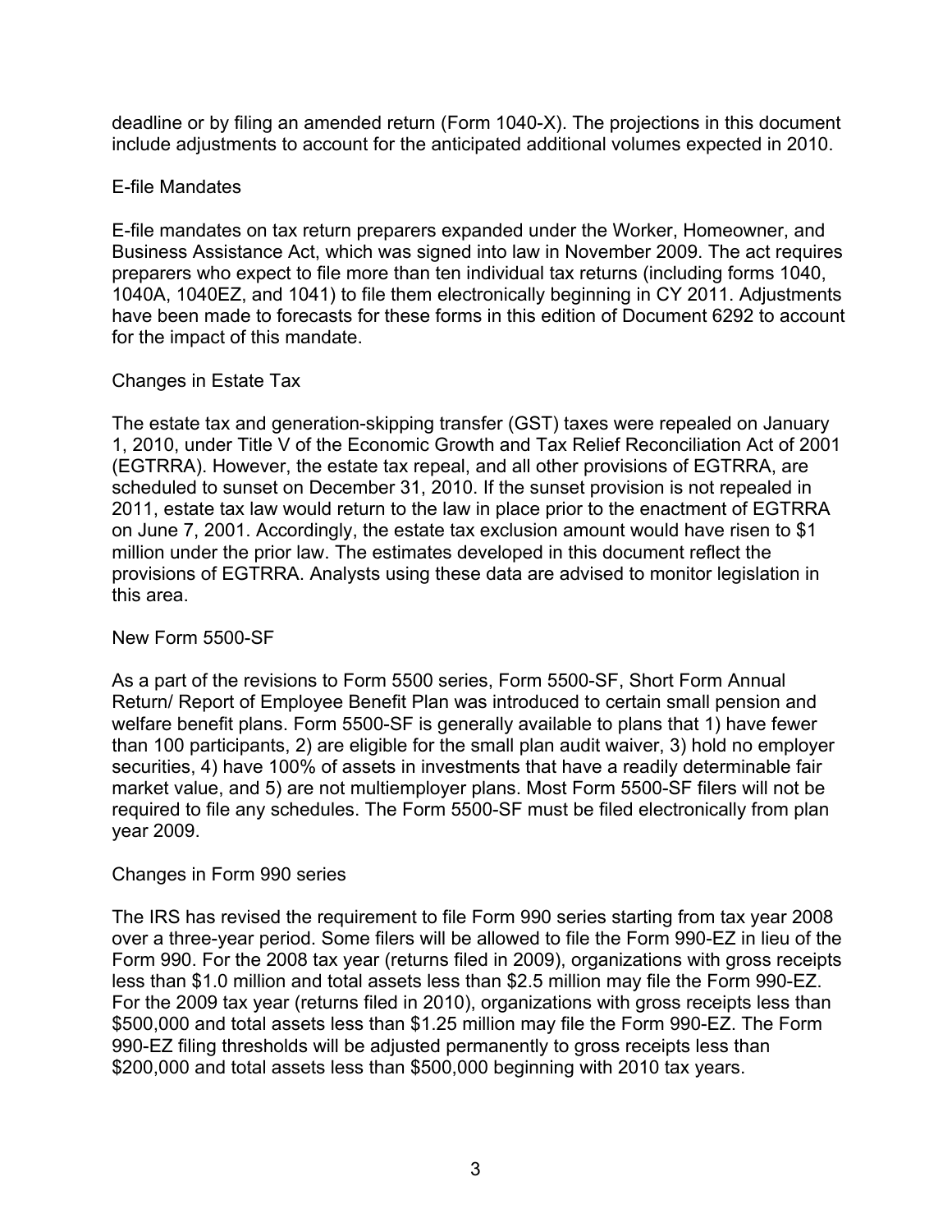deadline or by filing an amended return (Form 1040-X). The projections in this document include adjustments to account for the anticipated additional volumes expected in 2010.

### E-file Mandates

E-file mandates on tax return preparers expanded under the Worker, Homeowner, and Business Assistance Act, which was signed into law in November 2009. The act requires preparers who expect to file more than ten individual tax returns (including forms 1040, 1040A, 1040EZ, and 1041) to file them electronically beginning in CY 2011. Adjustments have been made to forecasts for these forms in this edition of Document 6292 to account for the impact of this mandate.

### Changes in Estate Tax

The estate tax and generation-skipping transfer (GST) taxes were repealed on January 1, 2010, under Title V of the Economic Growth and Tax Relief Reconciliation Act of 2001 (EGTRRA). However, the estate tax repeal, and all other provisions of EGTRRA, are scheduled to sunset on December 31, 2010. If the sunset provision is not repealed in 2011, estate tax law would return to the law in place prior to the enactment of EGTRRA on June 7, 2001. Accordingly, the estate tax exclusion amount would have risen to $1 million under the prior law. The estimates developed in this document reflect the provisions of EGTRRA. Analysts using these data are advised to monitor legislation in this area.

### New Form 5500-SF

As a part of the revisions to Form 5500 series, Form 5500-SF, Short Form Annual Return/ Report of Employee Benefit Plan was introduced to certain small pension and welfare benefit plans. Form 5500-SF is generally available to plans that 1) have fewer than 100 participants, 2) are eligible for the small plan audit waiver, 3) hold no employer securities, 4) have 100% of assets in investments that have a readily determinable fair market value, and 5) are not multiemployer plans. Most Form 5500-SF filers will not be required to file any schedules. The Form 5500-SF must be filed electronically from plan year 2009.

### Changes in Form 990 series

The IRS has revised the requirement to file Form 990 series starting from tax year 2008 over a three-year period. Some filers will be allowed to file the Form 990-EZ in lieu of the Form 990. For the 2008 tax year (returns filed in 2009), organizations with gross receipts less than $1.0 million and total assets less than $2.5 million may file the Form 990-EZ. For the 2009 tax year (returns filed in 2010), organizations with gross receipts less than $500,000 and total assets less than $1.25 million may file the Form 990-EZ. The Form 990-EZ filing thresholds will be adjusted permanently to gross receipts less than $200,000 and total assets less than $500,000 beginning with 2010 tax years.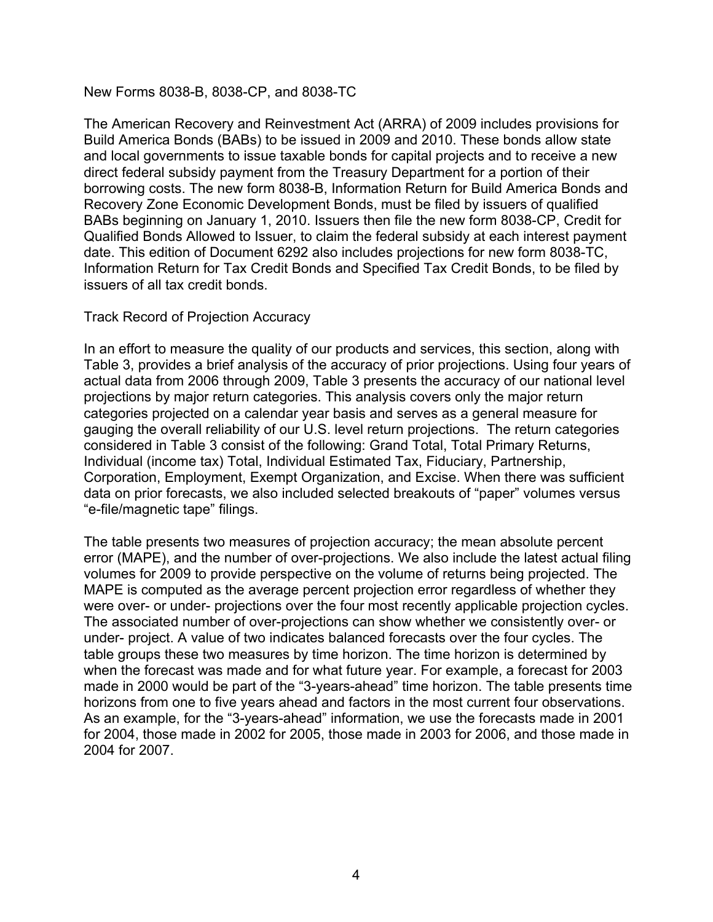## New Forms 8038-B, 8038-CP, and 8038-TC

The American Recovery and Reinvestment Act (ARRA) of 2009 includes provisions for Build America Bonds (BABs) to be issued in 2009 and 2010. These bonds allow state and local governments to issue taxable bonds for capital projects and to receive a new direct federal subsidy payment from the Treasury Department for a portion of their borrowing costs. The new form 8038-B, Information Return for Build America Bonds and Recovery Zone Economic Development Bonds, must be filed by issuers of qualified BABs beginning on January 1, 2010. Issuers then file the new form 8038-CP, Credit for Qualified Bonds Allowed to Issuer, to claim the federal subsidy at each interest payment date. This edition of Document 6292 also includes projections for new form 8038-TC, Information Return for Tax Credit Bonds and Specified Tax Credit Bonds, to be filed by issuers of all tax credit bonds.

## Track Record of Projection Accuracy

In an effort to measure the quality of our products and services, this section, along with Table 3, provides a brief analysis of the accuracy of prior projections. Using four years of actual data from 2006 through 2009, Table 3 presents the accuracy of our national level projections by major return categories. This analysis covers only the major return categories projected on a calendar year basis and serves as a general measure for gauging the overall reliability of our U.S. level return projections. The return categories considered in Table 3 consist of the following: Grand Total, Total Primary Returns, Individual (income tax) Total, Individual Estimated Tax, Fiduciary, Partnership, Corporation, Employment, Exempt Organization, and Excise. When there was sufficient data on prior forecasts, we also included selected breakouts of “paper” volumes versus “e-file/magnetic tape” filings.

The table presents two measures of projection accuracy; the mean absolute percent error (MAPE), and the number of over-projections. We also include the latest actual filing volumes for 2009 to provide perspective on the volume of returns being projected. The MAPE is computed as the average percent projection error regardless of whether they were over- or under- projections over the four most recently applicable projection cycles. The associated number of over-projections can show whether we consistently over- or under- project. A value of two indicates balanced forecasts over the four cycles. The table groups these two measures by time horizon. The time horizon is determined by when the forecast was made and for what future year. For example, a forecast for 2003 made in 2000 would be part of the “3-years-ahead” time horizon. The table presents time horizons from one to five years ahead and factors in the most current four observations. As an example, for the “3-years-ahead” information, we use the forecasts made in 2001 for 2004, those made in 2002 for 2005, those made in 2003 for 2006, and those made in 2004 for 2007.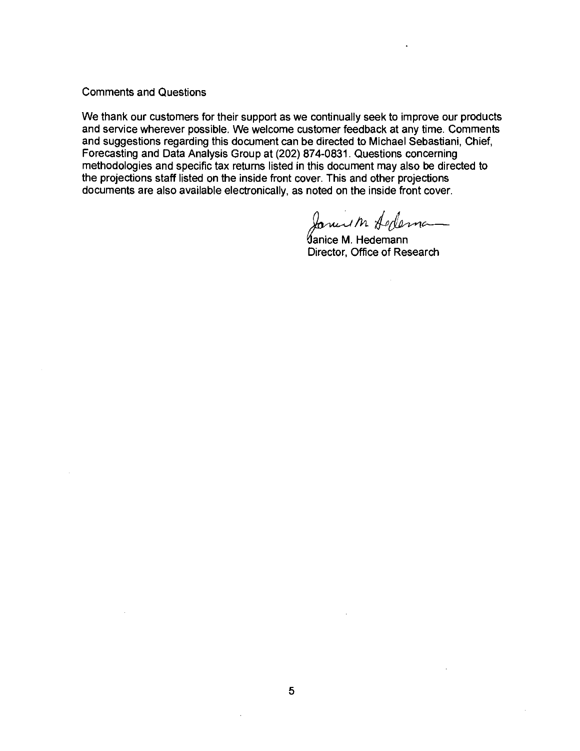## Comments and Questions

We thank our customers for their support as we continually seek to improve our products and service wherever possible. We welcome customer feedback at any time. Comments and suggestions regarding this document can be directed to Michael Sebastiani, Chief, Forecasting and Data Analysis Group at (202) 874-0831. Questions concerning methodologies and specific tax returns listed in this document may also be directed to the projections staff listed on the inside front cover. This and other projections documents are also available electronically, as noted on the inside front cover.

Janice M. Hedemann
Director, Office of Research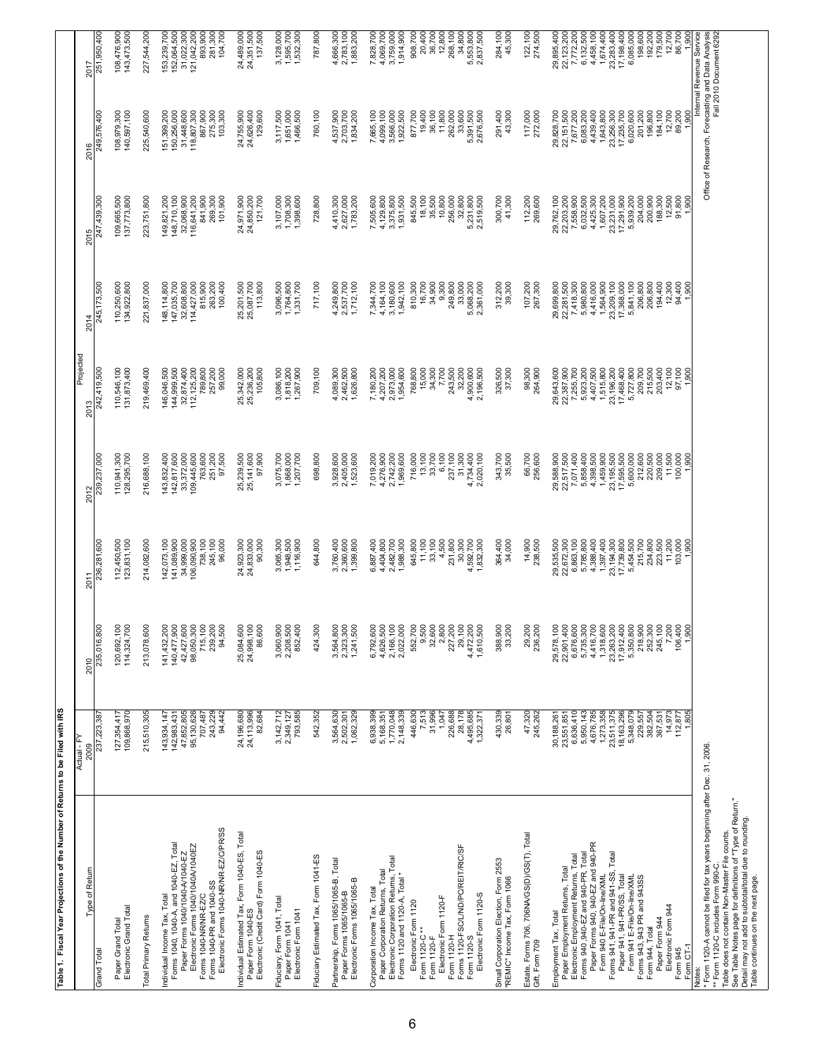**Table 1. Fiscal Year Projections of the Number of Returns to be Filed with IRS**

| Type of Return | Actual - FY 2009 | Projected 2010 | 2011 | 2012 | 2013 | 2014 | 2015 | 2016 | 2017 |
|---|---|---|---|---|---|---|---|---|---|
| Grand Total | 237,223,387 | 235,016,800 | 236,281,600 | 239,237,000 | 242,419,500 | 245,173,500 | 247,439,300 | 249,576,400 | 251,950,400 |
| Paper Grand Total | 127,354,417 | 120,692,100 | 112,450,500 | 110,941,300 | 110,546,100 | 110,250,600 | 109,665,500 | 108,979,300 | 108,476,900 |
| Electronic Grand Total | 109,868,970 | 114,324,700 | 123,831,100 | 128,295,700 | 131,873,400 | 134,922,800 | 137,773,800 | 140,597,100 | 143,473,500 |
| Total Primary Returns | 215,510,305 | 213,078,600 | 214,082,600 | 216,688,100 | 219,469,400 | 221,837,000 | 223,751,800 | 225,540,600 | 227,544,200 |
| Individual Income Tax, Total | 143,934,147 | 141,432,200 | 142,073,100 | 143,832,400 | 146,046,500 | 148,114,800 | 149,821,200 | 151,399,200 | 153,239,700 |
| Forms 1040, 1040-A, and 1040-EZ, Total | 142,983,431 | 140,477,900 | 141,089,900 | 142,817,600 | 144,999,500 | 147,035,700 | 148,710,100 | 150,256,000 | 152,064,500 |
| Paper Forms 1040/1040-A/1040-EZ | 47,852,805 | 42,427,600 | 34,999,000 | 33,372,000 | 32,874,400 | 32,608,800 | 32,068,900 | 31,448,600 | 31,022,300 |
| Electronic Forms 1040/1040A/1040EZ | 95,130,626 | 98,050,300 | 106,090,900 | 109,445,600 | 112,125,200 | 114,427,000 | 116,641,200 | 118,807,300 | 121,042,200 |
| Forms 1040-NR/NR-EZ/C | 707,487 | 715,100 | 738,100 | 763,600 | 789,800 | 815,900 | 841,900 | 867,900 | 893,900 |
| Forms 1040-PR and 1040-SS | 243,229 | 239,200 | 245,100 | 251,200 | 257,200 | 263,200 | 269,300 | 275,300 | 281,300 |
| Electronic Forms 1040-NR/NR-EZ/C/PR/SS | 94,442 | 94,500 | 96,000 | 97,500 | 99,000 | 100,400 | 101,900 | 103,300 | 104,700 |
| Individual Estimated Tax, Form 1040-ES, Total | 24,196,680 | 25,084,600 | 24,923,300 | 25,239,500 | 25,342,000 | 25,201,500 | 24,971,900 | 24,755,900 | 24,489,000 |
| Paper Form 1040-ES | 24,113,996 | 24,998,100 | 24,833,000 | 25,141,600 | 25,236,200 | 25,087,700 | 24,850,200 | 24,626,400 | 24,351,500 |
| Electronic (Credit Card) Form 1040-ES | 82,684 | 86,600 | 90,300 | 97,900 | 105,800 | 113,800 | 121,700 | 129,600 | 137,500 |
| Fiduciary, Form 1041, Total | 3,142,712 | 3,060,900 | 3,065,300 | 3,075,700 | 3,086,100 | 3,096,500 | 3,107,000 | 3,117,500 | 3,128,000 |
| Paper Form 1041 | 2,349,127 | 2,208,500 | 1,948,500 | 1,868,000 | 1,818,200 | 1,764,800 | 1,708,300 | 1,651,000 | 1,595,700 |
| Electronic Form 1041 | 793,585 | 852,400 | 1,116,900 | 1,207,700 | 1,267,900 | 1,331,700 | 1,398,600 | 1,466,500 | 1,532,300 |
| Fiduciary Estimated Tax, Form 1041-ES | 542,352 | 424,300 | 644,800 | 698,800 | 709,100 | 717,100 | 728,800 | 760,100 | 787,800 |
| Partnership, Forms 1065/1065-B, Total | 3,564,630 | 3,564,800 | 3,760,400 | 3,928,600 | 4,089,300 | 4,249,800 | 4,410,300 | 4,537,900 | 4,666,300 |
| Paper Forms 1065/1065-B | 2,502,301 | 2,323,300 | 2,360,600 | 2,405,000 | 2,462,500 | 2,537,700 | 2,627,000 | 2,703,700 | 2,783,100 |
| Electronic Forms 1065/1065-B | 1,062,329 | 1,241,500 | 1,399,800 | 1,523,600 | 1,626,800 | 1,712,100 | 1,783,200 | 1,834,200 | 1,883,200 |
| Corporation Income Tax, Total | 6,938,399 | 6,792,600 | 6,887,400 | 7,019,200 | 7,180,200 | 7,344,700 | 7,505,600 | 7,665,100 | 7,828,700 |
| Paper Corporation Returns, Total | 5,168,351 | 4,626,500 | 4,404,800 | 4,276,900 | 4,207,200 | 4,164,100 | 4,129,800 | 4,099,100 | 4,069,700 |
| Electronic Corporation Returns, Total | 1,770,048 | 2,166,100 | 2,482,700 | 2,742,200 | 2,973,000 | 3,180,600 | 3,375,800 | 3,566,000 | 3,759,000 |
| Forms 1120 and 1120-A, Total * | 2,148,339 | 2,022,000 | 1,988,300 | 1,969,600 | 1,954,600 | 1,942,100 | 1,931,500 | 1,922,500 | 1,914,900 |
| Electronic Form 1120 | 446,630 | 552,700 | 645,800 | 716,000 | 768,800 | 810,300 | 845,500 | 877,700 | 908,700 |
| Form 1120-C ** | 7,513 | 9,500 | 11,100 | 13,100 | 15,000 | 16,700 | 18,100 | 19,400 | 20,400 |
| Form 1120-F | 31,996 | 32,600 | 33,100 | 33,700 | 34,300 | 34,900 | 35,500 | 36,100 | 36,700 |
| Electronic Form 1120-F | 1,047 | 2,800 | 4,500 | 6,100 | 7,700 | 9,300 | 10,800 | 11,800 | 12,800 |
| Form 1120-H | 226,688 | 227,200 | 231,800 | 237,100 | 243,500 | 249,800 | 256,000 | 262,000 | 268,100 |
| Forms 1120-FSC/L/ND/PC/REIT/RIC/SF | 28,178 | 29,100 | 30,300 | 31,300 | 32,200 | 33,000 | 32,800 | 33,600 | 34,800 |
| Form 1120-S | 4,495,685 | 4,472,200 | 4,592,700 | 4,734,400 | 4,900,600 | 5,068,200 | 5,231,800 | 5,391,500 | 5,553,800 |
| Electronic Form 1120-S | 1,322,371 | 1,610,500 | 1,832,300 | 2,020,100 | 2,196,500 | 2,361,000 | 2,519,500 | 2,676,500 | 2,837,500 |
| Small Corporation Election, Form 2553 | 430,339 | 388,900 | 364,400 | 343,700 | 326,500 | 312,200 | 300,700 | 291,400 | 284,100 |
| "REMIC" Income Tax, Form 1066 | 26,801 | 33,200 | 34,000 | 35,500 | 37,300 | 39,300 | 41,300 | 43,300 | 45,300 |
| Estate, Forms 706, 706NA/GS(D)/GS(T), Total | 47,320 | 29,200 | 14,900 | 66,700 | 98,300 | 107,200 | 112,200 | 117,000 | 122,100 |
| Gift, Form 709 | 245,262 | 236,200 | 238,500 | 256,600 | 264,900 | 267,300 | 269,600 | 272,000 | 274,500 |
| Employment Tax, Total | 30,188,261 | 29,578,100 | 29,535,500 | 29,588,900 | 29,643,600 | 29,699,800 | 29,762,100 | 29,828,700 | 29,895,400 |
| Paper Employment Returns, Total | 23,551,851 | 22,901,400 | 22,672,300 | 22,517,500 | 22,387,900 | 22,281,500 | 22,203,200 | 22,151,500 | 22,123,200 |
| Electronic Employment Returns, Total | 6,636,410 | 6,676,600 | 6,863,100 | 7,071,400 | 7,255,700 | 7,418,300 | 7,558,900 | 7,677,200 | 7,772,200 |
| Forms 940, 940-EZ and 940-PR, Total | 5,950,143 | 5,735,300 | 5,785,800 | 5,858,400 | 5,923,200 | 5,980,800 | 6,032,500 | 6,083,200 | 6,132,500 |
| Paper Forms 940, 940-EZ and 940-PR | 4,676,785 | 4,416,700 | 4,388,400 | 4,398,500 | 4,407,500 | 4,416,000 | 4,425,300 | 4,439,400 | 4,458,100 |
| Form 940 E-File/On-line/XML | 1,273,358 | 1,318,600 | 1,397,400 | 1,459,900 | 1,515,800 | 1,564,900 | 1,607,200 | 1,643,800 | 1,674,400 |
| Forms 941, 941-PR and 941-SS, Total | 23,511,375 | 23,263,200 | 23,194,300 | 23,195,500 | 23,196,200 | 23,209,100 | 23,231,000 | 23,256,300 | 23,283,400 |
| Paper 941, 941-PR/SS, Total | 18,163,296 | 17,912,400 | 17,739,800 | 17,595,500 | 17,468,400 | 17,368,000 | 17,291,900 | 17,235,700 | 17,198,400 |
| Form 941 E-File/On-line/XML | 5,348,079 | 5,350,800 | 5,454,500 | 5,600,000 | 5,727,800 | 5,841,100 | 5,939,200 | 6,020,600 | 6,085,000 |
| Forms 943, 943 PR and 943SS | 229,557 | 218,900 | 215,700 | 212,600 | 209,700 | 206,800 | 204,000 | 201,200 | 198,600 |
| Form 944, Total | 382,504 | 252,300 | 234,800 | 220,500 | 215,500 | 206,800 | 200,900 | 196,800 | 192,200 |
| Paper Form 944 | 367,531 | 245,100 | 223,500 | 209,000 | 203,400 | 194,400 | 188,300 | 184,100 | 179,500 |
| Electronic Form 944 | 14,973 | 7,200 | 11,200 | 11,500 | 12,100 | 12,300 | 12,500 | 12,700 | 12,700 |
| Form 945 | 112,877 | 106,400 | 103,000 | 100,000 | 97,100 | 94,400 | 91,800 | 89,200 | 86,700 |
| Form CT-1 | 1,805 | 1,900 | 1,900 | 1,900 | 1,900 | 1,900 | 1,900 | 1,900 | 1,900 |

Notes:
* Form 1120-A cannot be filed for tax years beginning after Dec. 31, 2006.
** Form 1120-C includes Form 990-C.
Table does not contain Non-Master File counts.
See Table Notes page for definitions of "Type of Return."
Detail may not add to subtotal/total due to rounding.
Table continues on the next page.

Internal Revenue Service
Office of Research, Forecasting and Data Analysis
Fall 2010 Document 6292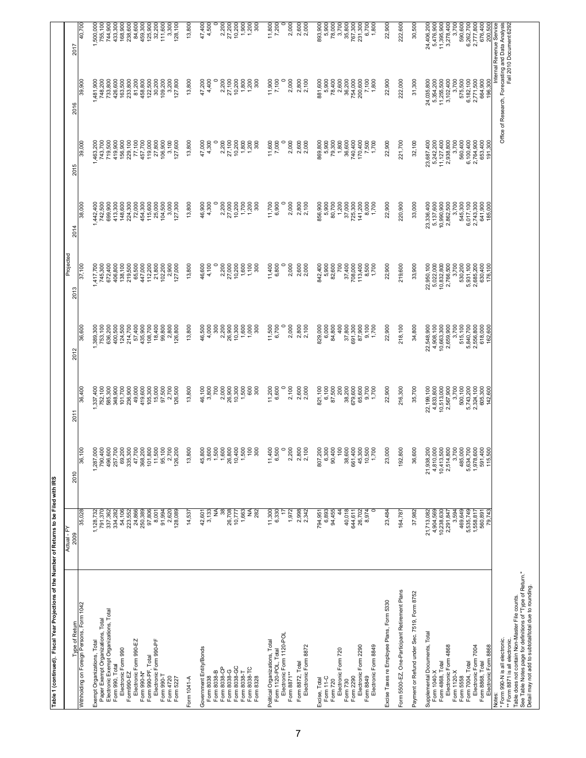**Table 1 (continued). Fiscal Year Projections of the Number of Returns to be Filed with IRS**

| Type of Return | Actual - FY 2009 | Projected 2010 | 2011 | 2012 | 2013 | 2014 | 2015 | 2016 | 2017 |
|---|---|---|---|---|---|---|---|---|---|
| Withholding on Foreign Persons, Form 1042 | 35,028 | 36,100 | 36,400 | 36,600 | 37,100 | 38,000 | 39,000 | 39,900 | 40,700 |
| | | | | | | | | | |
| Exempt Organizations, Total | 1,128,732 | 1,287,000 | 1,337,400 | 1,389,300 | 1,417,700 | 1,442,400 | 1,463,200 | 1,481,900 | 1,500,000 |
| Paper Exempt Organizations, Total | 791,370 | 790,400 | 752,100 | 753,100 | 745,300 | 742,500 | 743,700 | 748,200 | 755,100 |
| Electronic Exempt Organizations, Total | 337,362 | 496,600 | 585,300 | 636,200 | 672,400 | 699,900 | 719,500 | 733,800 | 744,900 |
| Form 990, Total | 334,282 | 257,700 | 348,900 | 400,500 | 406,800 | 413,300 | 419,900 | 426,600 | 433,300 |
| Electronic Form 990 | 54,106 | 69,200 | 101,700 | 124,500 | 138,100 | 148,600 | 156,900 | 163,500 | 168,900 |
| Form990-EZ | 223,552 | 335,300 | 236,900 | 214,700 | 219,500 | 224,300 | 229,100 | 233,800 | 238,600 |
| Electronic Form 990-EZ | 24,866 | 47,700 | 49,000 | 57,400 | 65,500 | 72,000 | 77,100 | 81,200 | 84,600 |
| Form 990-N* | 250,389 | 368,200 | 419,600 | 435,900 | 447,000 | 454,300 | 457,700 | 458,800 | 459,300 |
| Form 990-PF, Total | 97,806 | 101,800 | 105,300 | 108,700 | 112,200 | 115,600 | 119,000 | 122,500 | 125,900 |
| Electronic Form 990-PF | 8,001 | 11,500 | 15,000 | 18,400 | 21,800 | 25,000 | 27,800 | 30,200 | 32,200 |
| Form 990-T | 91,994 | 95,100 | 97,500 | 99,800 | 102,200 | 104,500 | 106,900 | 109,200 | 111,600 |
| Form 4720 | 2,620 | 2,700 | 2,700 | 2,800 | 2,900 | 3,000 | 3,100 | 3,200 | 3,300 |
| Form 5227 | 128,089 | 126,200 | 126,500 | 126,800 | 127,000 | 127,300 | 127,600 | 127,800 | 128,100 |
| | | | | | | | | | |
| Form 1041-A | 14,537 | 13,800 | 13,800 | 13,800 | 13,800 | 13,800 | 13,800 | 13,800 | 13,800 |
| | | | | | | | | | |
| Government Entity/Bonds | 42,601 | 45,800 | 46,100 | 46,500 | 46,600 | 46,900 | 47,000 | 47,200 | 47,400 |
| Form 8038 | 3,133 | 3,600 | 3,800 | 4,000 | 4,100 | 4,300 | 4,300 | 4,400 | 4,500 |
| Form 8038-B | NA | 1,500 | 700 | 300 | 0 | 0 | 0 | 0 | 0 |
| Form 8038-CP | 38 | 1,600 | 2,000 | 2,200 | 2,200 | 2,200 | 2,200 | 2,200 | 2,200 |
| Form 8038-G | 26,708 | 26,800 | 26,900 | 26,900 | 27,000 | 27,000 | 27,100 | 27,100 | 27,200 |
| Form 8038-GC | 10,777 | 10,400 | 10,300 | 10,300 | 10,200 | 10,200 | 10,200 | 10,200 | 10,200 |
| Form 8038-T | 1,663 | 1,500 | 1,500 | 1,600 | 1,600 | 1,700 | 1,800 | 1,800 | 1,900 |
| Form 8038-TC | NA | 100 | 600 | 1,000 | 1,100 | 1,200 | 1,200 | 1,200 | 1,200 |
| Form 8328 | 282 | 300 | 300 | 300 | 300 | 300 | 300 | 300 | 300 |
| | | | | | | | | | |
| Political Organizations, Total | 11,300 | 11,400 | 11,200 | 11,500 | 11,400 | 11,700 | 11,600 | 11,900 | 11,800 |
| Form 1120-POL, Total | 6,330 | 6,500 | 6,600 | 6,700 | 6,800 | 6,900 | 7,000 | 7,100 | 7,200 |
| Electronic Form 1120-POL | 17 | 0 | 0 | 0 | 0 | 0 | 0 | 0 | 0 |
| Form 8871** | 1,972 | 2,200 | 2,100 | 2,000 | 2,000 | 2,000 | 2,000 | 2,000 | 2,000 |
| Form 8872, Total | 2,998 | 2,800 | 2,600 | 2,800 | 2,600 | 2,800 | 2,600 | 2,800 | 2,600 |
| Electronic Form 8872 | 2,342 | 2,100 | 2,000 | 2,100 | 2,000 | 2,100 | 2,000 | 2,100 | 2,000 |
| | | | | | | | | | |
| Excise, Total | 794,951 | 807,200 | 821,100 | 829,000 | 842,400 | 856,900 | 869,800 | 881,600 | 893,900 |
| Form 11-C | 6,893 | 6,300 | 6,100 | 6,000 | 5,900 | 5,900 | 5,900 | 5,900 | 5,900 |
| Form 720 | 94,455 | 90,400 | 87,500 | 84,800 | 82,600 | 80,700 | 79,300 | 78,400 | 78,000 |
| Electronic Form 720 | 44 | 100 | 200 | 400 | 700 | 1,200 | 1,800 | 2,600 | 3,500 |
| Form 730 | 40,018 | 38,600 | 38,200 | 37,800 | 37,400 | 37,000 | 36,600 | 36,200 | 35,800 |
| Form 2290 | 644,611 | 661,400 | 679,600 | 691,300 | 708,000 | 725,300 | 740,400 | 754,000 | 767,300 |
| Electronic Form 2290 | 26,702 | 45,300 | 65,600 | 87,900 | 113,400 | 141,200 | 170,400 | 200,600 | 231,300 |
| Form 8849 | 8,974 | 10,500 | 9,700 | 9,100 | 8,500 | 8,000 | 7,500 | 7,100 | 6,700 |
| Electronic Form 8849 | 0 | 1,700 | 1,700 | 1,700 | 1,700 | 1,700 | 1,700 | 1,800 | 1,800 |
| | | | | | | | | | |
| Excise Taxes re Employee Plans, Form 5330 | 23,484 | 23,000 | 22,900 | 22,900 | 22,900 | 22,900 | 22,900 | 22,900 | 22,900 |
| | | | | | | | | | |
| Form 5500-EZ, One-Participant Retirement Plans | 164,787 | 192,800 | 216,300 | 218,100 | 219,600 | 220,900 | 221,700 | 222,000 | 222,600 |
| | | | | | | | | | |
| Payment or Refund under Sec. 7519, Form 8752 | 37,982 | 36,600 | 35,700 | 34,800 | 33,900 | 33,000 | 32,100 | 31,300 | 30,500 |
| | | | | | | | | | |
| Supplemental Documents, Total | 21,713,082 | 21,938,200 | 22,199,100 | 22,548,900 | 22,950,100 | 23,336,400 | 23,687,400 | 24,035,800 | 24,406,200 |
| Form 1040-X | 4,904,569 | 4,810,000 | 4,833,800 | 4,908,100 | 5,022,000 | 5,137,600 | 5,242,200 | 5,354,200 | 5,476,900 |
| Form 4868, Total | 10,238,630 | 10,413,500 | 10,513,000 | 10,663,300 | 10,832,800 | 10,990,900 | 11,127,400 | 11,255,500 | 11,395,900 |
| Electronic Form 4868 | 2,291,847 | 2,514,800 | 2,567,900 | 2,659,900 | 2,766,500 | 2,862,500 | 2,938,800 | 3,102,400 | 3,278,400 |
| Form 1120-X | 3,594 | 3,700 | 3,700 | 3,700 | 3,700 | 3,700 | 3,700 | 3,700 | 3,700 |
| Form 5558 | 469,649 | 485,000 | 500,100 | 515,100 | 530,200 | 545,300 | 560,400 | 575,500 | 590,600 |
| Form 7004, Total | 5,535,749 | 5,634,700 | 5,743,200 | 5,840,700 | 5,931,100 | 6,017,100 | 6,100,400 | 6,182,100 | 6,262,700 |
| Electronic Form 7004 | 1,558,817 | 1,978,600 | 2,324,100 | 2,556,800 | 2,685,200 | 2,743,300 | 2,764,900 | 2,771,500 | 2,777,800 |
| Form 8868, Total | 560,891 | 591,400 | 605,300 | 618,000 | 630,400 | 641,900 | 653,400 | 664,900 | 676,400 |
| Electronic Form 8868 | 79,743 | 115,500 | 142,600 | 162,600 | 176,100 | 185,000 | 191,300 | 196,300 | 200,500 |

Notes:
\* Form 990-N is all electronic.
\*\* Form 8871 is all electronic.
Table does not contain Non-Master File counts.
See Table Notes page for definitions of "Type of Return."
Detail may not add to subtotal/total due to rounding.

Internal Revenue Service
Office of Research, Forecasting and Data Analysis
Fall 2010 Document 6292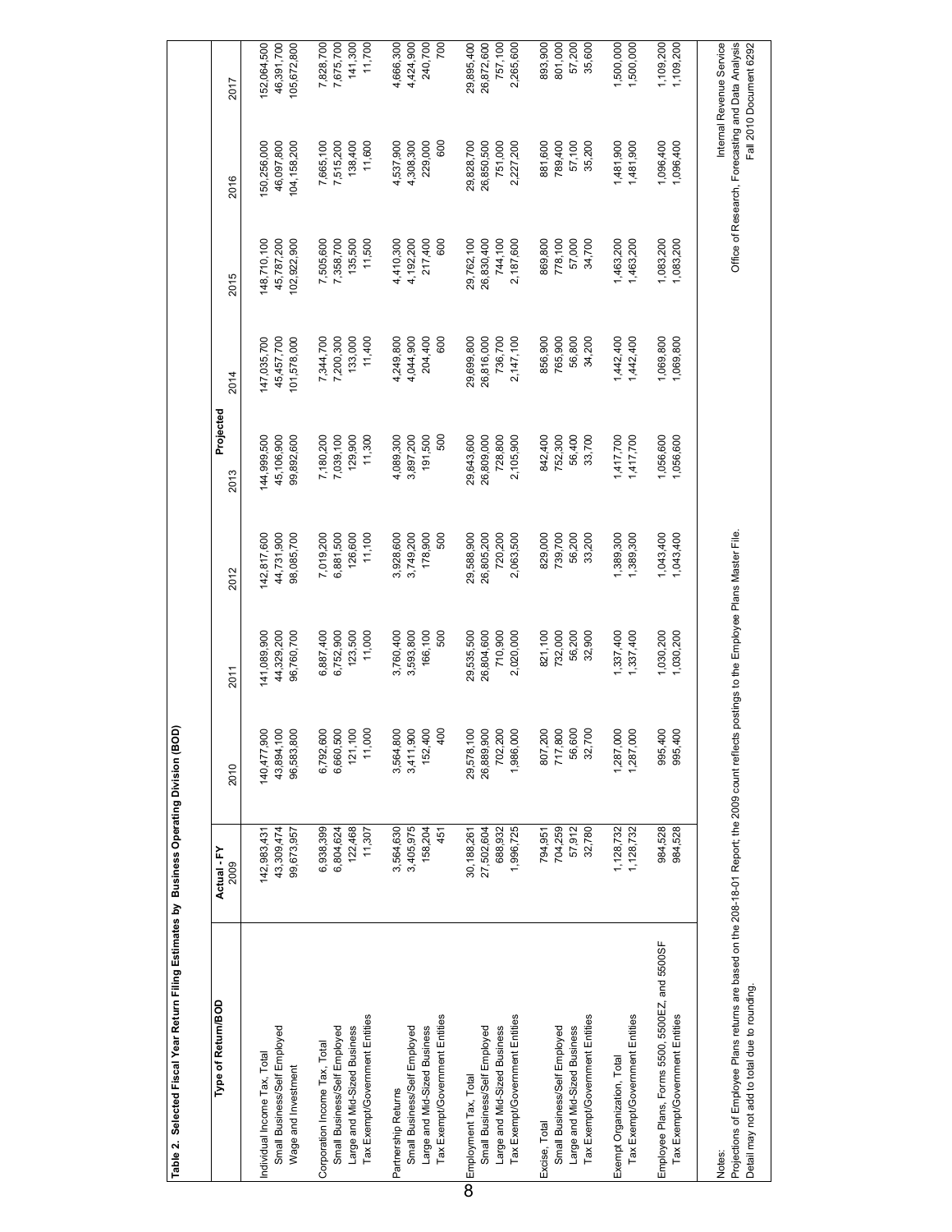**Table 2. Selected Fiscal Year Return Filing Estimates by Business Operating Division (BOD)**

| Type of Return/BOD | Actual - FY 2009 | Projected 2010 | 2011 | 2012 | 2013 | 2014 | 2015 | 2016 | 2017 |
|---|---|---|---|---|---|---|---|---|---|
| Individual Income Tax, Total | 142,983,431 | 140,477,900 | 141,089,900 | 142,817,600 | 144,999,500 | 147,035,700 | 148,710,100 | 150,256,000 | 152,064,500 |
| Small Business/Self Employed | 43,309,474 | 43,894,100 | 44,329,200 | 44,731,900 | 45,106,900 | 45,457,700 | 45,787,200 | 46,097,800 | 46,391,700 |
| Wage and Investment | 99,673,957 | 96,583,800 | 96,760,700 | 98,085,700 | 99,892,600 | 101,578,000 | 102,922,900 | 104,158,200 | 105,672,800 |
| Corporation Income Tax, Total | 6,938,399 | 6,792,600 | 6,887,400 | 7,019,200 | 7,180,200 | 7,344,700 | 7,505,600 | 7,665,100 | 7,828,700 |
| Small Business/Self Employed | 6,804,624 | 6,660,500 | 6,752,900 | 6,881,500 | 7,039,100 | 7,200,300 | 7,358,700 | 7,515,200 | 7,675,700 |
| Large and Mid-Sized Business | 122,468 | 121,100 | 123,500 | 126,600 | 129,900 | 133,000 | 135,500 | 138,400 | 141,300 |
| Tax Exempt/Government Entities | 11,307 | 11,000 | 11,000 | 11,100 | 11,300 | 11,400 | 11,500 | 11,600 | 11,700 |
| Partnership Returns | 3,564,630 | 3,564,800 | 3,760,400 | 3,928,600 | 4,089,300 | 4,249,800 | 4,410,300 | 4,537,900 | 4,666,300 |
| Small Business/Self Employed | 3,405,975 | 3,411,900 | 3,593,800 | 3,749,200 | 3,897,200 | 4,044,900 | 4,192,200 | 4,308,300 | 4,424,900 |
| Large and Mid-Sized Business | 158,204 | 152,400 | 166,100 | 178,900 | 191,500 | 204,400 | 217,400 | 229,000 | 240,700 |
| Tax Exempt/Government Entities | 451 | 400 | 500 | 500 | 500 | 600 | 600 | 600 | 700 |
| Employment Tax, Total | 30,188,261 | 29,578,100 | 29,535,500 | 29,588,900 | 29,643,600 | 29,699,800 | 29,762,100 | 29,828,700 | 29,895,400 |
| Small Business/Self Employed | 27,502,604 | 26,889,900 | 26,804,600 | 26,805,200 | 26,809,000 | 26,816,000 | 26,830,400 | 26,850,500 | 26,872,600 |
| Large and Mid-Sized Business | 688,932 | 702,200 | 710,900 | 720,200 | 728,800 | 736,700 | 744,100 | 751,000 | 757,100 |
| Tax Exempt/Government Entities | 1,996,725 | 1,986,000 | 2,020,000 | 2,063,500 | 2,105,900 | 2,147,100 | 2,187,600 | 2,227,200 | 2,265,600 |
| Excise, Total | 794,951 | 807,200 | 821,100 | 829,000 | 842,400 | 856,900 | 869,800 | 881,600 | 893,900 |
| Small Business/Self Employed | 704,259 | 717,800 | 732,000 | 739,700 | 752,300 | 765,900 | 778,100 | 789,400 | 801,000 |
| Large and Mid-Sized Business | 57,912 | 56,600 | 56,200 | 56,200 | 56,400 | 56,800 | 57,000 | 57,100 | 57,200 |
| Tax Exempt/Government Entities | 32,780 | 32,700 | 32,900 | 33,200 | 33,700 | 34,200 | 34,700 | 35,200 | 35,600 |
| Exempt Organization, Total | 1,128,732 | 1,287,000 | 1,337,400 | 1,389,300 | 1,417,700 | 1,442,400 | 1,463,200 | 1,481,900 | 1,500,000 |
| Tax Exempt/Government Entities | 1,128,732 | 1,287,000 | 1,337,400 | 1,389,300 | 1,417,700 | 1,442,400 | 1,463,200 | 1,481,900 | 1,500,000 |
| Employee Plans, Forms 5500, 5500EZ, and 5500SF | 984,528 | 995,400 | 1,030,200 | 1,043,400 | 1,056,600 | 1,069,800 | 1,083,200 | 1,096,400 | 1,109,200 |
| Tax Exempt/Government Entities | 984,528 | 995,400 | 1,030,200 | 1,043,400 | 1,056,600 | 1,069,800 | 1,083,200 | 1,096,400 | 1,109,200 |

Notes:
Projections of Employee Plans returns are based on the 208-18-01 Report; the 2009 count reflects postings to the Employee Plans Master File.
Detail may not add to total due to rounding.

Internal Revenue Service
Office of Research, Forecasting and Data Analysis
Fall 2010 Document 6292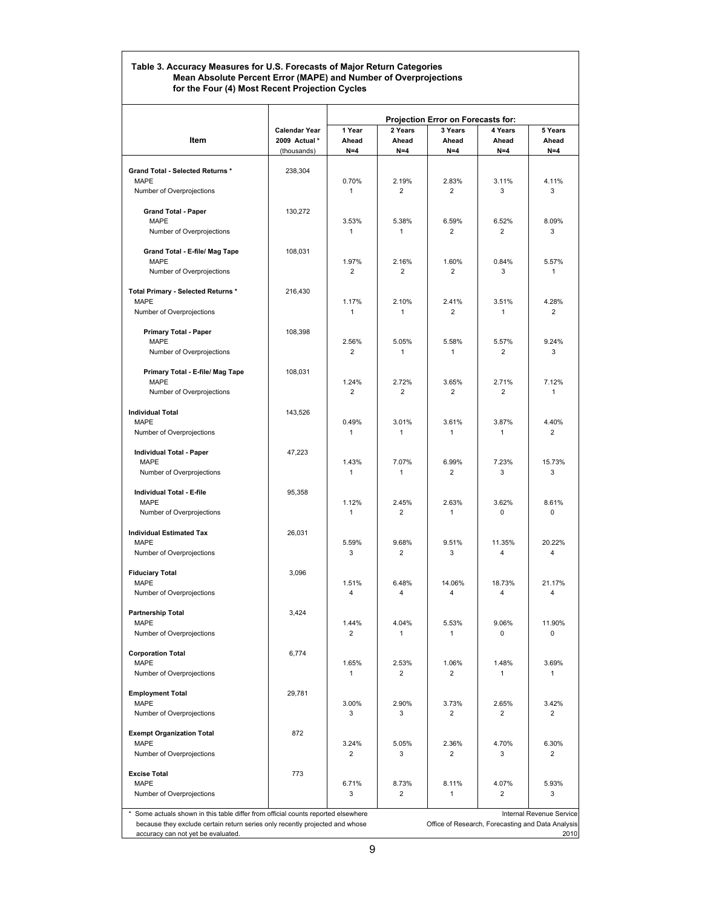**Table 3. Accuracy Measures for U.S. Forecasts of Major Return Categories**
**Mean Absolute Percent Error (MAPE) and Number of Overprojections**
**for the Four (4) Most Recent Projection Cycles**

| Item | Calendar Year 2009 Actual * (thousands) | Projection Error on Forecasts for: 1 Year Ahead N=4 | 2 Years Ahead N=4 | 3 Years Ahead N=4 | 4 Years Ahead N=4 | 5 Years Ahead N=4 |
|---|---|---|---|---|---|---|
| **Grand Total - Selected Returns *** | 238,304 | | | | | |
| MAPE | | 0.70% | 2.19% | 2.83% | 3.11% | 4.11% |
| Number of Overprojections | | 1 | 2 | 2 | 3 | 3 |
| **Grand Total - Paper** | 130,272 | | | | | |
| MAPE | | 3.53% | 5.38% | 6.59% | 6.52% | 8.09% |
| Number of Overprojections | | 1 | 1 | 2 | 2 | 3 |
| **Grand Total - E-file/ Mag Tape** | 108,031 | | | | | |
| MAPE | | 1.97% | 2.16% | 1.60% | 0.84% | 5.57% |
| Number of Overprojections | | 2 | 2 | 2 | 3 | 1 |
| **Total Primary - Selected Returns *** | 216,430 | | | | | |
| MAPE | | 1.17% | 2.10% | 2.41% | 3.51% | 4.28% |
| Number of Overprojections | | 1 | 1 | 2 | 1 | 2 |
| **Primary Total - Paper** | 108,398 | | | | | |
| MAPE | | 2.56% | 5.05% | 5.58% | 5.57% | 9.24% |
| Number of Overprojections | | 2 | 1 | 1 | 2 | 3 |
| **Primary Total - E-file/ Mag Tape** | 108,031 | | | | | |
| MAPE | | 1.24% | 2.72% | 3.65% | 2.71% | 7.12% |
| Number of Overprojections | | 2 | 2 | 2 | 2 | 1 |
| **Individual Total** | 143,526 | | | | | |
| MAPE | | 0.49% | 3.01% | 3.61% | 3.87% | 4.40% |
| Number of Overprojections | | 1 | 1 | 1 | 1 | 2 |
| **Individual Total - Paper** | 47,223 | | | | | |
| MAPE | | 1.43% | 7.07% | 6.99% | 7.23% | 15.73% |
| Number of Overprojections | | 1 | 1 | 2 | 3 | 3 |
| **Individual Total - E-file** | 95,358 | | | | | |
| MAPE | | 1.12% | 2.45% | 2.63% | 3.62% | 8.61% |
| Number of Overprojections | | 1 | 2 | 1 | 0 | 0 |
| **Individual Estimated Tax** | 26,031 | | | | | |
| MAPE | | 5.59% | 9.68% | 9.51% | 11.35% | 20.22% |
| Number of Overprojections | | 3 | 2 | 3 | 4 | 4 |
| **Fiduciary Total** | 3,096 | | | | | |
| MAPE | | 1.51% | 6.48% | 14.06% | 18.73% | 21.17% |
| Number of Overprojections | | 4 | 4 | 4 | 4 | 4 |
| **Partnership Total** | 3,424 | | | | | |
| MAPE | | 1.44% | 4.04% | 5.53% | 9.06% | 11.90% |
| Number of Overprojections | | 2 | 1 | 1 | 0 | 0 |
| **Corporation Total** | 6,774 | | | | | |
| MAPE | | 1.65% | 2.53% | 1.06% | 1.48% | 3.69% |
| Number of Overprojections | | 1 | 2 | 2 | 1 | 1 |
| **Employment Total** | 29,781 | | | | | |
| MAPE | | 3.00% | 2.90% | 3.73% | 2.65% | 3.42% |
| Number of Overprojections | | 3 | 3 | 2 | 2 | 2 |
| **Exempt Organization Total** | 872 | | | | | |
| MAPE | | 3.24% | 5.05% | 2.36% | 4.70% | 6.30% |
| Number of Overprojections | | 2 | 3 | 2 | 3 | 2 |
| **Excise Total** | 773 | | | | | |
| MAPE | | 6.71% | 8.73% | 8.11% | 4.07% | 5.93% |
| Number of Overprojections | | 3 | 2 | 1 | 2 | 3 |

\* Some actuals shown in this table differ from official counts reported elsewhere because they exclude certain return series only recently projected and whose accuracy can not yet be evaluated.

Internal Revenue Service
Office of Research, Forecasting and Data Analysis
2010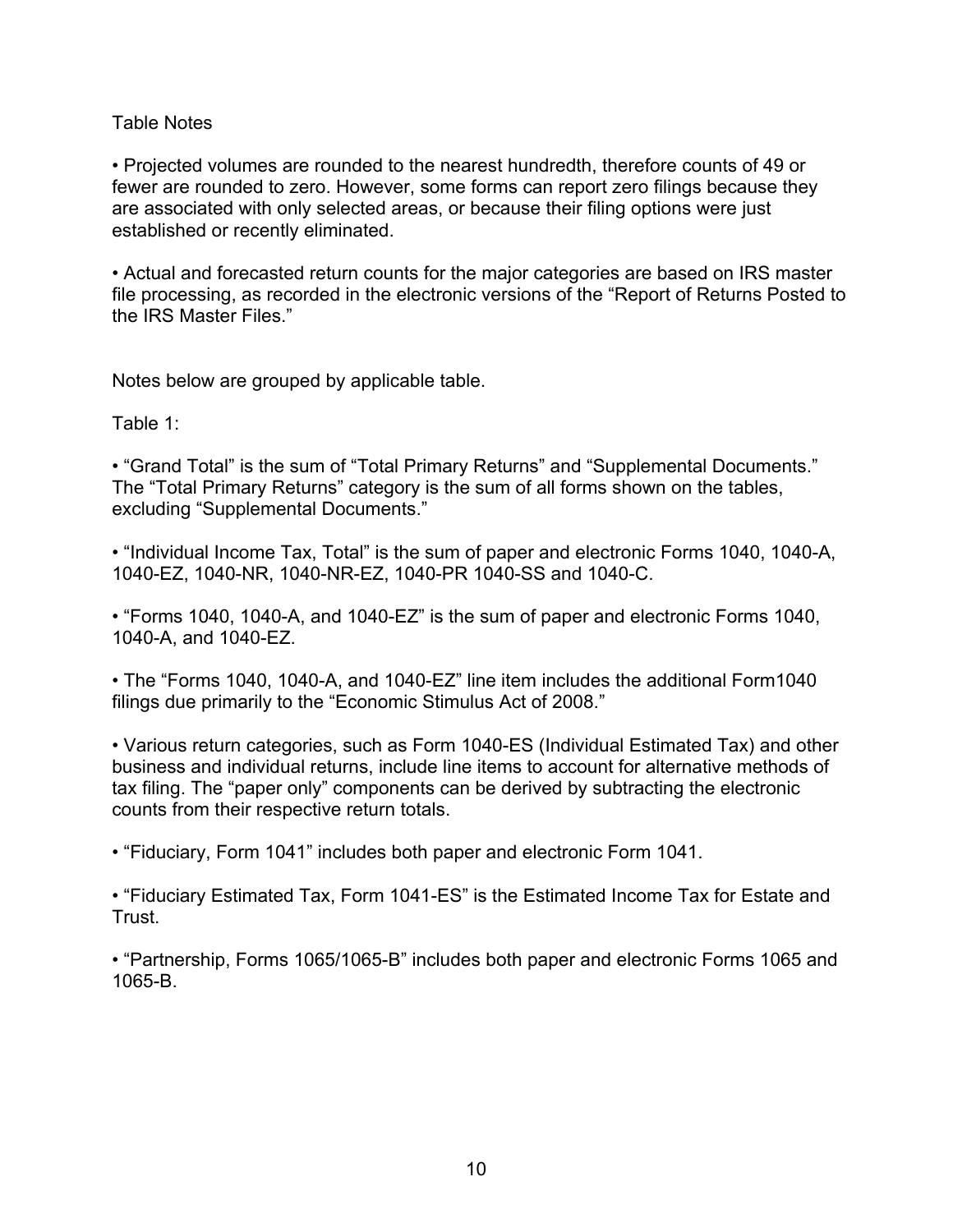Table Notes

- Projected volumes are rounded to the nearest hundredth, therefore counts of 49 or fewer are rounded to zero. However, some forms can report zero filings because they are associated with only selected areas, or because their filing options were just established or recently eliminated.

- Actual and forecasted return counts for the major categories are based on IRS master file processing, as recorded in the electronic versions of the “Report of Returns Posted to the IRS Master Files.”

Notes below are grouped by applicable table.

Table 1:

- “Grand Total” is the sum of “Total Primary Returns” and “Supplemental Documents.” The “Total Primary Returns” category is the sum of all forms shown on the tables, excluding “Supplemental Documents.”

- “Individual Income Tax, Total” is the sum of paper and electronic Forms 1040, 1040-A, 1040-EZ, 1040-NR, 1040-NR-EZ, 1040-PR 1040-SS and 1040-C.

- “Forms 1040, 1040-A, and 1040-EZ” is the sum of paper and electronic Forms 1040, 1040-A, and 1040-EZ.

- The “Forms 1040, 1040-A, and 1040-EZ” line item includes the additional Form1040 filings due primarily to the “Economic Stimulus Act of 2008.”

- Various return categories, such as Form 1040-ES (Individual Estimated Tax) and other business and individual returns, include line items to account for alternative methods of tax filing. The “paper only” components can be derived by subtracting the electronic counts from their respective return totals.

- “Fiduciary, Form 1041” includes both paper and electronic Form 1041.

- “Fiduciary Estimated Tax, Form 1041-ES” is the Estimated Income Tax for Estate and Trust.

- “Partnership, Forms 1065/1065-B” includes both paper and electronic Forms 1065 and 1065-B.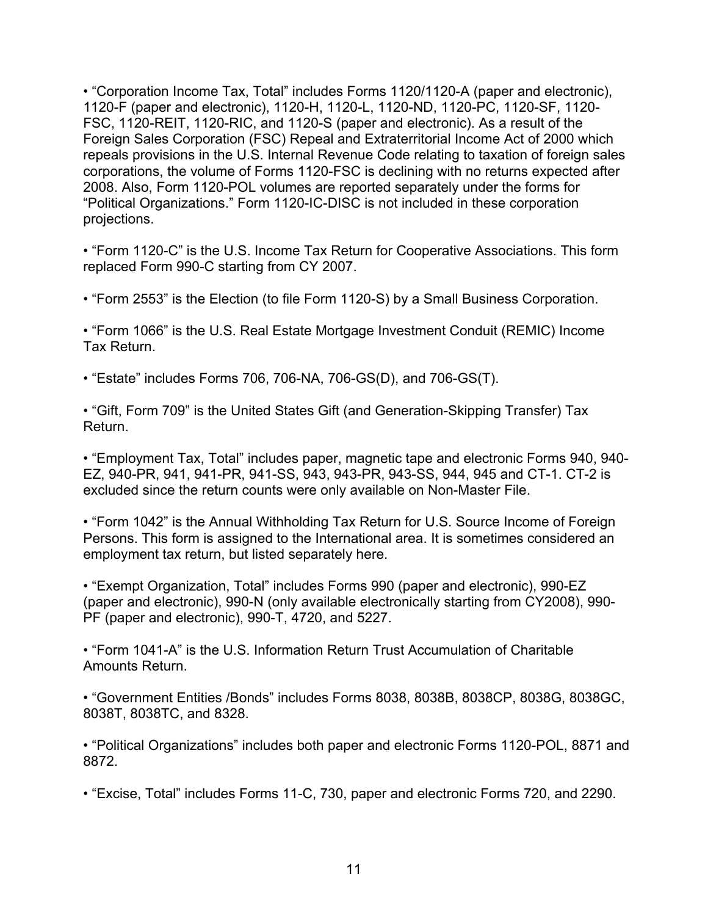- "Corporation Income Tax, Total" includes Forms 1120/1120-A (paper and electronic), 1120-F (paper and electronic), 1120-H, 1120-L, 1120-ND, 1120-PC, 1120-SF, 1120-FSC, 1120-REIT, 1120-RIC, and 1120-S (paper and electronic). As a result of the Foreign Sales Corporation (FSC) Repeal and Extraterritorial Income Act of 2000 which repeals provisions in the U.S. Internal Revenue Code relating to taxation of foreign sales corporations, the volume of Forms 1120-FSC is declining with no returns expected after 2008. Also, Form 1120-POL volumes are reported separately under the forms for "Political Organizations." Form 1120-IC-DISC is not included in these corporation projections.

- "Form 1120-C" is the U.S. Income Tax Return for Cooperative Associations. This form replaced Form 990-C starting from CY 2007.

- "Form 2553" is the Election (to file Form 1120-S) by a Small Business Corporation.

- "Form 1066" is the U.S. Real Estate Mortgage Investment Conduit (REMIC) Income Tax Return.

- "Estate" includes Forms 706, 706-NA, 706-GS(D), and 706-GS(T).

- "Gift, Form 709" is the United States Gift (and Generation-Skipping Transfer) Tax Return.

- "Employment Tax, Total" includes paper, magnetic tape and electronic Forms 940, 940-EZ, 940-PR, 941, 941-PR, 941-SS, 943, 943-PR, 943-SS, 944, 945 and CT-1. CT-2 is excluded since the return counts were only available on Non-Master File.

- "Form 1042" is the Annual Withholding Tax Return for U.S. Source Income of Foreign Persons. This form is assigned to the International area. It is sometimes considered an employment tax return, but listed separately here.

- "Exempt Organization, Total" includes Forms 990 (paper and electronic), 990-EZ (paper and electronic), 990-N (only available electronically starting from CY2008), 990-PF (paper and electronic), 990-T, 4720, and 5227.

- "Form 1041-A" is the U.S. Information Return Trust Accumulation of Charitable Amounts Return.

- "Government Entities /Bonds" includes Forms 8038, 8038B, 8038CP, 8038G, 8038GC, 8038T, 8038TC, and 8328.

- "Political Organizations" includes both paper and electronic Forms 1120-POL, 8871 and 8872.

- "Excise, Total" includes Forms 11-C, 730, paper and electronic Forms 720, and 2290.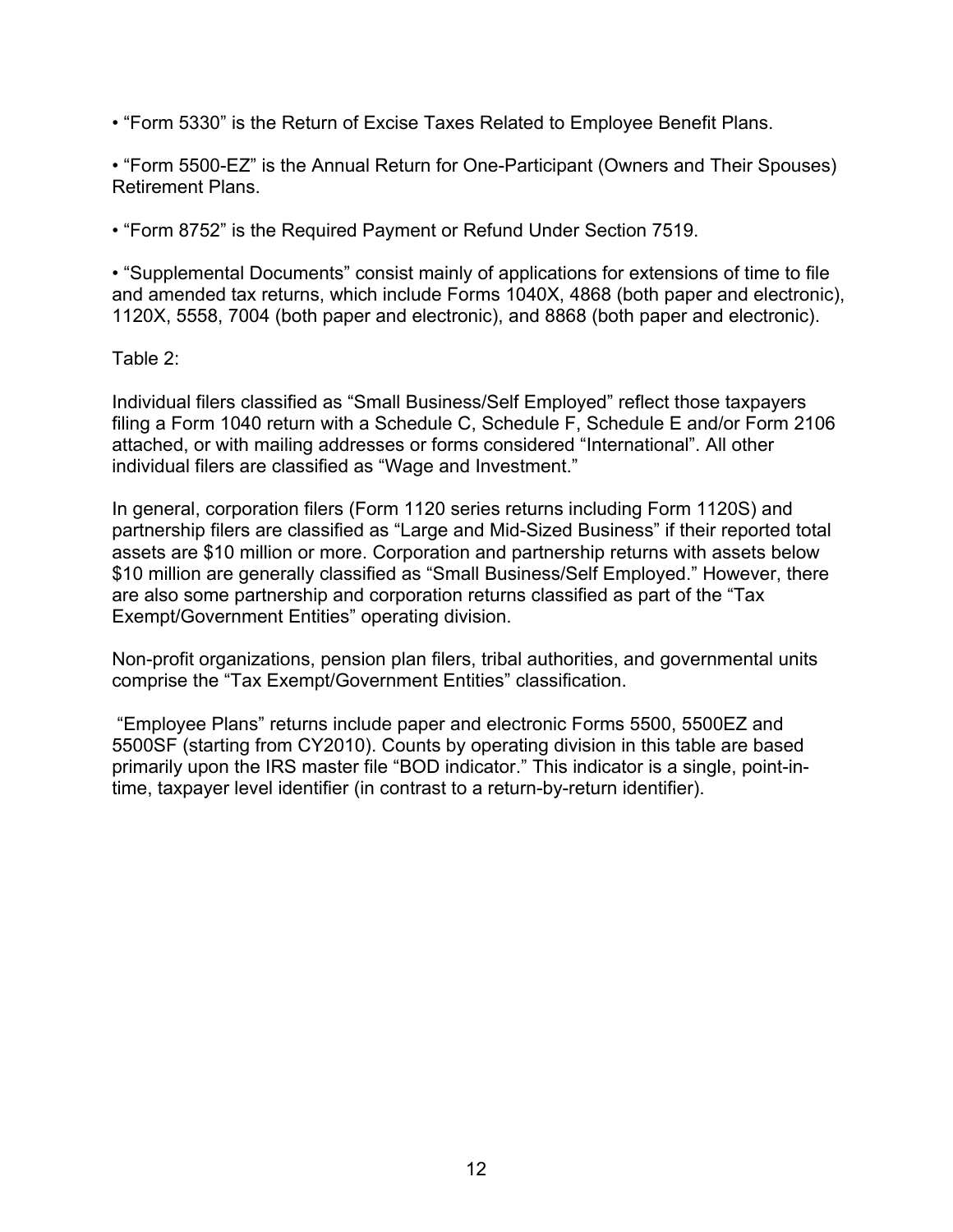- "Form 5330" is the Return of Excise Taxes Related to Employee Benefit Plans.

- "Form 5500-EZ" is the Annual Return for One-Participant (Owners and Their Spouses) Retirement Plans.

- "Form 8752" is the Required Payment or Refund Under Section 7519.

- "Supplemental Documents" consist mainly of applications for extensions of time to file and amended tax returns, which include Forms 1040X, 4868 (both paper and electronic), 1120X, 5558, 7004 (both paper and electronic), and 8868 (both paper and electronic).

Table 2:

Individual filers classified as "Small Business/Self Employed" reflect those taxpayers filing a Form 1040 return with a Schedule C, Schedule F, Schedule E and/or Form 2106 attached, or with mailing addresses or forms considered "International". All other individual filers are classified as "Wage and Investment."

In general, corporation filers (Form 1120 series returns including Form 1120S) and partnership filers are classified as "Large and Mid-Sized Business" if their reported total assets are $10 million or more. Corporation and partnership returns with assets below $10 million are generally classified as "Small Business/Self Employed." However, there are also some partnership and corporation returns classified as part of the "Tax Exempt/Government Entities" operating division.

Non-profit organizations, pension plan filers, tribal authorities, and governmental units comprise the "Tax Exempt/Government Entities" classification.

"Employee Plans" returns include paper and electronic Forms 5500, 5500EZ and 5500SF (starting from CY2010). Counts by operating division in this table are based primarily upon the IRS master file "BOD indicator." This indicator is a single, point-in-time, taxpayer level identifier (in contrast to a return-by-return identifier).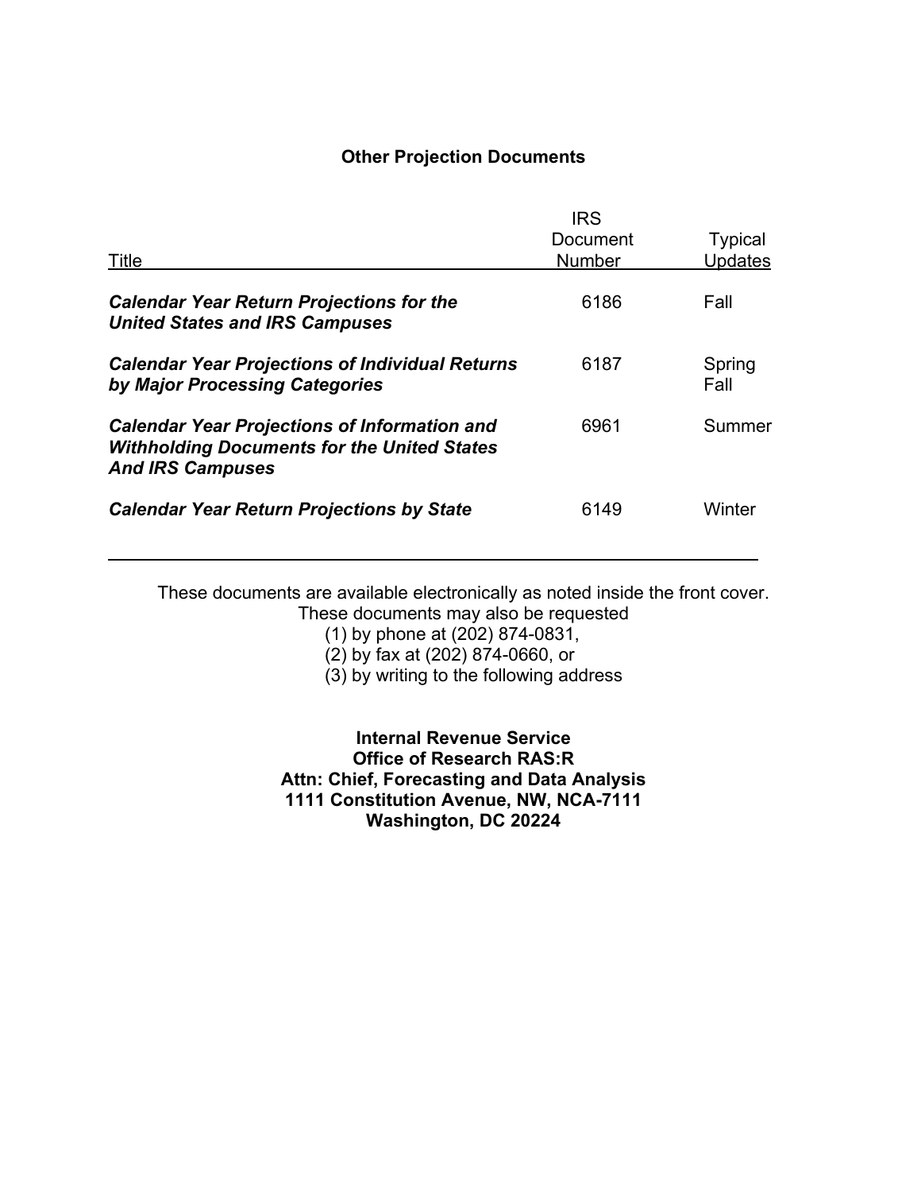## Other Projection Documents

| Title | IRS Document Number | Typical Updates |
|---|---|---|
| ***Calendar Year Return Projections for the United States and IRS Campuses*** | 6186 | Fall |
| ***Calendar Year Projections of Individual Returns by Major Processing Categories*** | 6187 | Spring Fall |
| ***Calendar Year Projections of Information and Withholding Documents for the United States And IRS Campuses*** | 6961 | Summer |
| ***Calendar Year Return Projections by State*** | 6149 | Winter |

These documents are available electronically as noted inside the front cover.
These documents may also be requested

(1) by phone at (202) 874-0831,
(2) by fax at (202) 874-0660, or
(3) by writing to the following address

**Internal Revenue Service**
**Office of Research RAS:R**
**Attn: Chief, Forecasting and Data Analysis**
**1111 Constitution Avenue, NW, NCA-7111**
**Washington, DC 20224**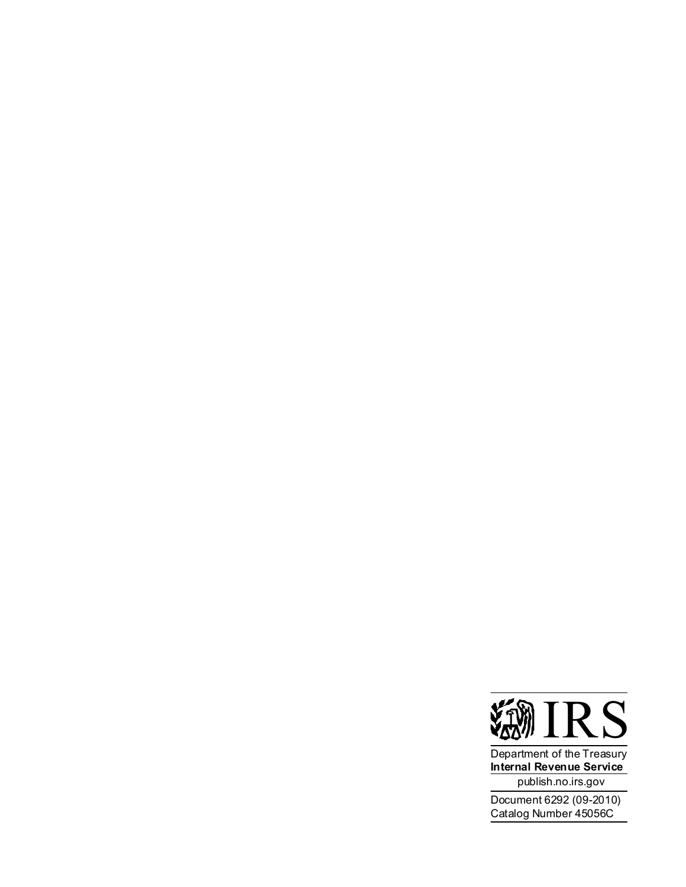IRS

Department of the Treasury
**Internal Revenue Service**

publish.no.irs.gov

Document 6292 (09-2010)
Catalog Number 45056C